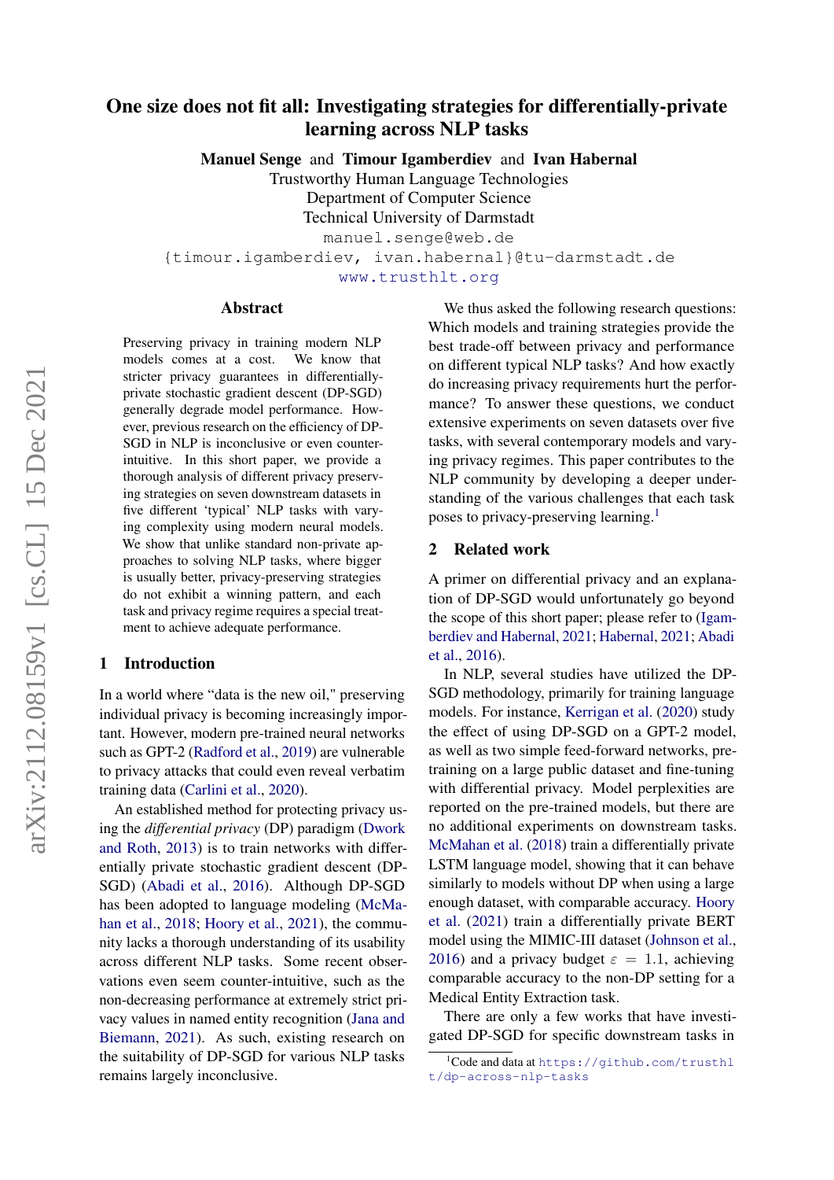# One size does not fit all: Investigating strategies for differentially-private learning across NLP tasks

**Manuel Senge** and **Timour Igamberdiev** and **Ivan Habernal**
Trustworthy Human Language Technologies
Department of Computer Science
Technical University of Darmstadt
manuel.senge@web.de
{timour.igamberdiev, ivan.habernal}@tu-darmstadt.de
www.trusthlt.org

arXiv:2112.08159v1 [cs.CL] 15 Dec 2021

## Abstract

Preserving privacy in training modern NLP models comes at a cost. We know that stricter privacy guarantees in differentially-private stochastic gradient descent (DP-SGD) generally degrade model performance. However, previous research on the efficiency of DP-SGD in NLP is inconclusive or even counter-intuitive. In this short paper, we provide a thorough analysis of different privacy preserving strategies on seven downstream datasets in five different 'typical' NLP tasks with varying complexity using modern neural models. We show that unlike standard non-private approaches to solving NLP tasks, where bigger is usually better, privacy-preserving strategies do not exhibit a winning pattern, and each task and privacy regime requires a special treatment to achieve adequate performance.

## 1 Introduction

In a world where "data is the new oil," preserving individual privacy is becoming increasingly important. However, modern pre-trained neural networks such as GPT-2 (Radford et al., 2019) are vulnerable to privacy attacks that could even reveal verbatim training data (Carlini et al., 2020).

An established method for protecting privacy using the *differential privacy* (DP) paradigm (Dwork and Roth, 2013) is to train networks with differentially private stochastic gradient descent (DP-SGD) (Abadi et al., 2016). Although DP-SGD has been adopted to language modeling (McMahan et al., 2018; Hoory et al., 2021), the community lacks a thorough understanding of its usability across different NLP tasks. Some recent observations even seem counter-intuitive, such as the non-decreasing performance at extremely strict privacy values in named entity recognition (Jana and Biemann, 2021). As such, existing research on the suitability of DP-SGD for various NLP tasks remains largely inconclusive.

We thus asked the following research questions: Which models and training strategies provide the best trade-off between privacy and performance on different typical NLP tasks? And how exactly do increasing privacy requirements hurt the performance? To answer these questions, we conduct extensive experiments on seven datasets over five tasks, with several contemporary models and varying privacy regimes. This paper contributes to the NLP community by developing a deeper understanding of the various challenges that each task poses to privacy-preserving learning.[1]

## 2 Related work

A primer on differential privacy and an explanation of DP-SGD would unfortunately go beyond the scope of this short paper; please refer to (Igamberdiev and Habernal, 2021; Habernal, 2021; Abadi et al., 2016).

In NLP, several studies have utilized the DP-SGD methodology, primarily for training language models. For instance, Kerrigan et al. (2020) study the effect of using DP-SGD on a GPT-2 model, as well as two simple feed-forward networks, pre-training on a large public dataset and fine-tuning with differential privacy. Model perplexities are reported on the pre-trained models, but there are no additional experiments on downstream tasks. McMahan et al. (2018) train a differentially private LSTM language model, showing that it can behave similarly to models without DP when using a large enough dataset, with comparable accuracy. Hoory et al. (2021) train a differentially private BERT model using the MIMIC-III dataset (Johnson et al., 2016) and a privacy budget $\varepsilon = 1.1$, achieving comparable accuracy to the non-DP setting for a Medical Entity Extraction task.

There are only a few works that have investigated DP-SGD for specific downstream tasks in

[1] Code and data at https://github.com/trusthlt/dp-across-nlp-tasks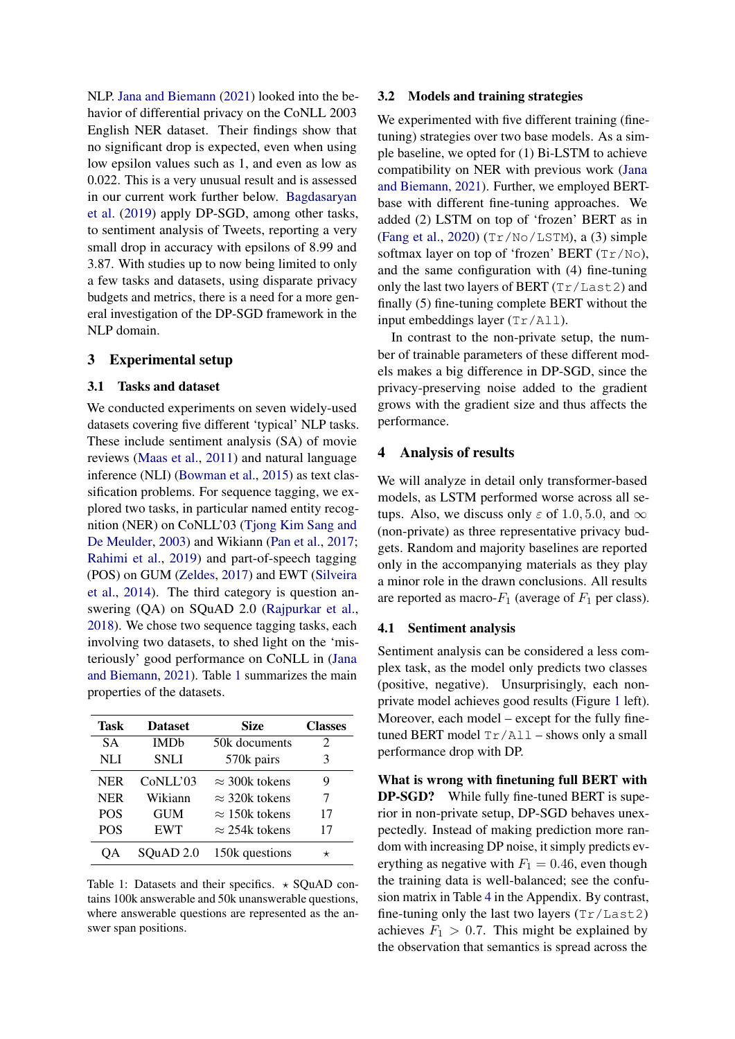NLP. Jana and Biemann (2021) looked into the behavior of differential privacy on the CoNLL 2003 English NER dataset. Their findings show that no significant drop is expected, even when using low epsilon values such as 1, and even as low as 0.022. This is a very unusual result and is assessed in our current work further below. Bagdasaryan et al. (2019) apply DP-SGD, among other tasks, to sentiment analysis of Tweets, reporting a very small drop in accuracy with epsilons of 8.99 and 3.87. With studies up to now being limited to only a few tasks and datasets, using disparate privacy budgets and metrics, there is a need for a more general investigation of the DP-SGD framework in the NLP domain.

## 3 Experimental setup

### 3.1 Tasks and dataset

We conducted experiments on seven widely-used datasets covering five different 'typical' NLP tasks. These include sentiment analysis (SA) of movie reviews (Maas et al., 2011) and natural language inference (NLI) (Bowman et al., 2015) as text classification problems. For sequence tagging, we explored two tasks, in particular named entity recognition (NER) on CoNLL'03 (Tjong Kim Sang and De Meulder, 2003) and Wikiann (Pan et al., 2017; Rahimi et al., 2019) and part-of-speech tagging (POS) on GUM (Zeldes, 2017) and EWT (Silveira et al., 2014). The third category is question answering (QA) on SQuAD 2.0 (Rajpurkar et al., 2018). We chose two sequence tagging tasks, each involving two datasets, to shed light on the 'misteriously' good performance on CoNLL in (Jana and Biemann, 2021). Table 1 summarizes the main properties of the datasets.

| Task | Dataset | Size | Classes |
|---|---|---|---|
| SA | IMDb | 50k documents | 2 |
| NLI | SNLI | 570k pairs | 3 |
| NER | CoNLL'03 | $\approx$ 300k tokens | 9 |
| NER | Wikiann | $\approx$ 320k tokens | 7 |
| POS | GUM | $\approx$ 150k tokens | 17 |
| POS | EWT | $\approx$ 254k tokens | 17 |
| QA | SQuAD 2.0 | 150k questions | $\star$ |

Table 1: Datasets and their specifics. $\star$ SQuAD contains 100k answerable and 50k unanswerable questions, where answerable questions are represented as the answer span positions.

### 3.2 Models and training strategies

We experimented with five different training (fine-tuning) strategies over two base models. As a simple baseline, we opted for (1) Bi-LSTM to achieve compatibility on NER with previous work (Jana and Biemann, 2021). Further, we employed BERT-base with different fine-tuning approaches. We added (2) LSTM on top of 'frozen' BERT as in (Fang et al., 2020) (`Tr/No/LSTM`), a (3) simple softmax layer on top of 'frozen' BERT (`Tr/No`), and the same configuration with (4) fine-tuning only the last two layers of BERT (`Tr/Last2`) and finally (5) fine-tuning complete BERT without the input embeddings layer (`Tr/All`).

In contrast to the non-private setup, the number of trainable parameters of these different models makes a big difference in DP-SGD, since the privacy-preserving noise added to the gradient grows with the gradient size and thus affects the performance.

## 4 Analysis of results

We will analyze in detail only transformer-based models, as LSTM performed worse across all setups. Also, we discuss only $\varepsilon$ of $1.0, 5.0,$ and $\infty$ (non-private) as three representative privacy budgets. Random and majority baselines are reported only in the accompanying materials as they play a minor role in the drawn conclusions. All results are reported as macro-$F_1$ (average of $F_1$ per class).

### 4.1 Sentiment analysis

Sentiment analysis can be considered a less complex task, as the model only predicts two classes (positive, negative). Unsurprisingly, each non-private model achieves good results (Figure 1 left). Moreover, each model – except for the fully fine-tuned BERT model `Tr/All` – shows only a small performance drop with DP.

**What is wrong with finetuning full BERT with DP-SGD?** While fully fine-tuned BERT is superior in non-private setup, DP-SGD behaves unexpectedly. Instead of making prediction more random with increasing DP noise, it simply predicts everything as negative with $F_1 = 0.46$, even though the training data is well-balanced; see the confusion matrix in Table 4 in the Appendix. By contrast, fine-tuning only the last two layers (`Tr/Last2`) achieves $F_1 > 0.7$. This might be explained by the observation that semantics is spread across the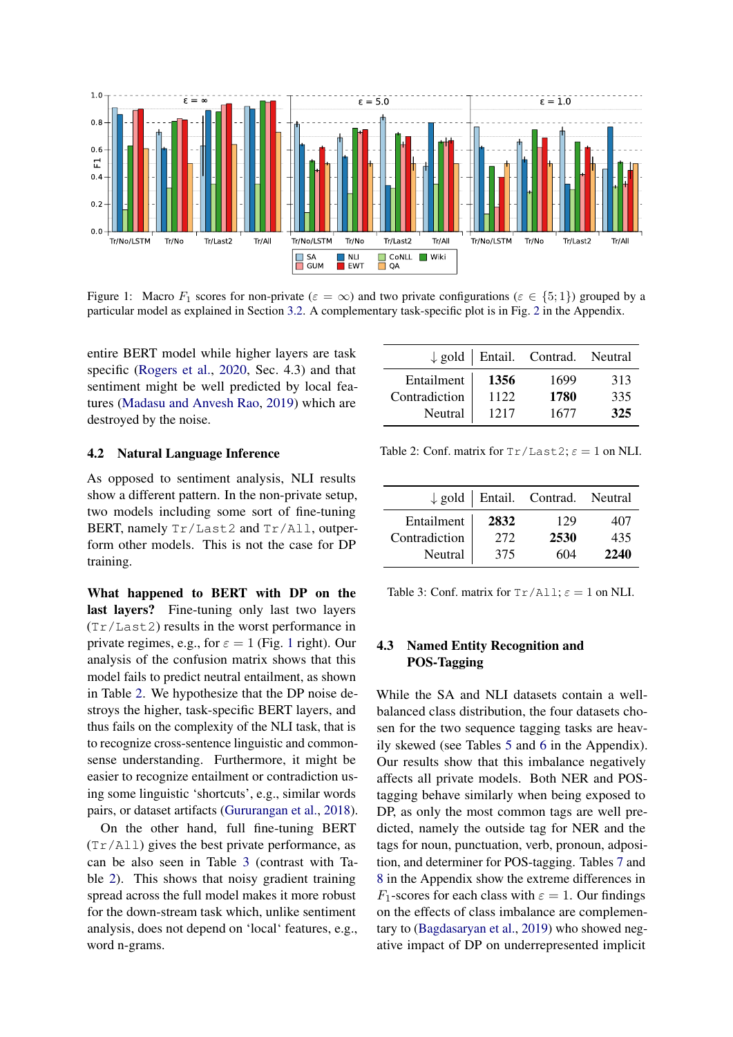Figure 1: Macro $F_1$ scores for non-private ($\varepsilon = \infty$) and two private configurations ($\varepsilon \in \{5; 1\}$) grouped by a particular model as explained in Section 3.2. A complementary task-specific plot is in Fig. 2 in the Appendix.

entire BERT model while higher layers are task specific (Rogers et al., 2020, Sec. 4.3) and that sentiment might be well predicted by local features (Madasu and Anvesh Rao, 2019) which are destroyed by the noise.

### 4.2 Natural Language Inference

As opposed to sentiment analysis, NLI results show a different pattern. In the non-private setup, two models including some sort of fine-tuning BERT, namely `Tr/Last2` and `Tr/All`, outperform other models. This is not the case for DP training.

**What happened to BERT with DP on the last layers?** Fine-tuning only last two layers (`Tr/Last2`) results in the worst performance in private regimes, e.g., for $\varepsilon = 1$ (Fig. 1 right). Our analysis of the confusion matrix shows that this model fails to predict neutral entailment, as shown in Table 2. We hypothesize that the DP noise destroys the higher, task-specific BERT layers, and thus fails on the complexity of the NLI task, that is to recognize cross-sentence linguistic and commonsense understanding. Furthermore, it might be easier to recognize entailment or contradiction using some linguistic 'shortcuts', e.g., similar words pairs, or dataset artifacts (Gururangan et al., 2018).

On the other hand, full fine-tuning BERT (`Tr/All`) gives the best private performance, as can be also seen in Table 3 (contrast with Table 2). This shows that noisy gradient training spread across the full model makes it more robust for the down-stream task which, unlike sentiment analysis, does not depend on 'local' features, e.g., word n-grams.

| ↓ gold | Entail. | Contrad. | Neutral |
|---:|---|---|---|
| Entailment | **1356** | 1699 | 313 |
| Contradiction | 1122 | **1780** | 335 |
| Neutral | 1217 | 1677 | **325** |

Table 2: Conf. matrix for `Tr/Last2`; $\varepsilon = 1$ on NLI.

| ↓ gold | Entail. | Contrad. | Neutral |
|---:|---|---|---|
| Entailment | **2832** | 129 | 407 |
| Contradiction | 272 | **2530** | 435 |
| Neutral | 375 | 604 | **2240** |

Table 3: Conf. matrix for `Tr/All`; $\varepsilon = 1$ on NLI.

### 4.3 Named Entity Recognition and POS-Tagging

While the SA and NLI datasets contain a well-balanced class distribution, the four datasets chosen for the two sequence tagging tasks are heavily skewed (see Tables 5 and 6 in the Appendix). Our results show that this imbalance negatively affects all private models. Both NER and POS-tagging behave similarly when being exposed to DP, as only the most common tags are well predicted, namely the outside tag for NER and the tags for noun, punctuation, verb, pronoun, adposition, and determiner for POS-tagging. Tables 7 and 8 in the Appendix show the extreme differences in $F_1$-scores for each class with $\varepsilon = 1$. Our findings on the effects of class imbalance are complementary to (Bagdasaryan et al., 2019) who showed negative impact of DP on underrepresented implicit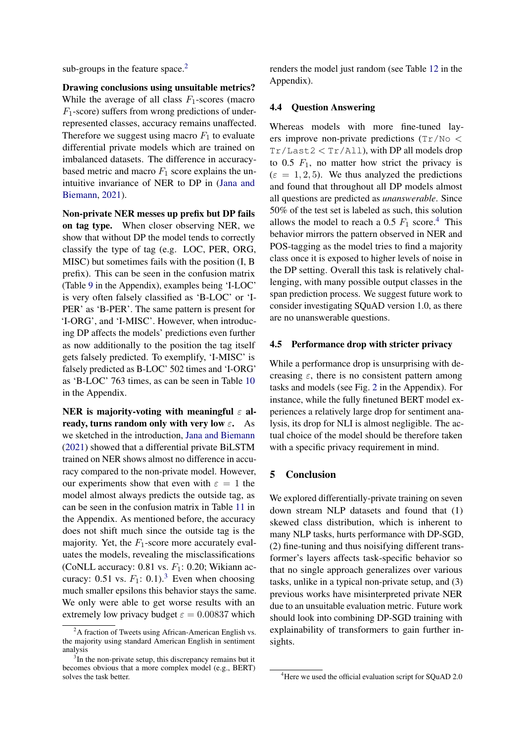sub-groups in the feature space.[2]

**Drawing conclusions using unsuitable metrics?** While the average of all class $F_1$-scores (macro $F_1$-score) suffers from wrong predictions of under-represented classes, accuracy remains unaffected. Therefore we suggest using macro $F_1$ to evaluate differential private models which are trained on imbalanced datasets. The difference in accuracy-based metric and macro $F_1$ score explains the unintuitive invariance of NER to DP in (Jana and Biemann, 2021).

**Non-private NER messes up prefix but DP fails on tag type.** When closer observing NER, we show that without DP the model tends to correctly classify the type of tag (e.g. LOC, PER, ORG, MISC) but sometimes fails with the position (I, B prefix). This can be seen in the confusion matrix (Table 9 in the Appendix), examples being 'I-LOC' is very often falsely classified as 'B-LOC' or 'I-PER' as 'B-PER'. The same pattern is present for 'I-ORG', and 'I-MISC'. However, when introducing DP affects the models' predictions even further as now additionally to the position the tag itself gets falsely predicted. To exemplify, 'I-MISC' is falsely predicted as B-LOC' 502 times and 'I-ORG' as 'B-LOC' 763 times, as can be seen in Table 10 in the Appendix.

**NER is majority-voting with meaningful $\varepsilon$ already, turns random only with very low $\varepsilon$.** As we sketched in the introduction, Jana and Biemann (2021) showed that a differential private BiLSTM trained on NER shows almost no difference in accuracy compared to the non-private model. However, our experiments show that even with $\varepsilon = 1$ the model almost always predicts the outside tag, as can be seen in the confusion matrix in Table 11 in the Appendix. As mentioned before, the accuracy does not shift much since the outside tag is the majority. Yet, the $F_1$-score more accurately evaluates the models, revealing the misclassifications (CoNLL accuracy: 0.81 vs. $F_1$: 0.20; Wikiann accuracy: 0.51 vs. $F_1$: 0.1).[3] Even when choosing much smaller epsilons this behavior stays the same. We only were able to get worse results with an extremely low privacy budget $\varepsilon = 0.00837$ which renders the model just random (see Table 12 in the Appendix).

### 4.4 Question Answering

Whereas models with more fine-tuned layers improve non-private predictions (`Tr/No` < `Tr/Last2` < `Tr/All`), with DP all models drop to 0.5 $F_1$, no matter how strict the privacy is ($\varepsilon = 1, 2, 5$). We thus analyzed the predictions and found that throughout all DP models almost all questions are predicted as *unanswerable*. Since 50% of the test set is labeled as such, this solution allows the model to reach a 0.5 $F_1$ score.[4] This behavior mirrors the pattern observed in NER and POS-tagging as the model tries to find a majority class once it is exposed to higher levels of noise in the DP setting. Overall this task is relatively challenging, with many possible output classes in the span prediction process. We suggest future work to consider investigating SQuAD version 1.0, as there are no unanswerable questions.

### 4.5 Performance drop with stricter privacy

While a performance drop is unsurprising with decreasing $\varepsilon$, there is no consistent pattern among tasks and models (see Fig. 2 in the Appendix). For instance, while the fully finetuned BERT model experiences a relatively large drop for sentiment analysis, its drop for NLI is almost negligible. The actual choice of the model should be therefore taken with a specific privacy requirement in mind.

## 5 Conclusion

We explored differentially-private training on seven down stream NLP datasets and found that (1) skewed class distribution, which is inherent to many NLP tasks, hurts performance with DP-SGD, (2) fine-tuning and thus noisifying different transformer's layers affects task-specific behavior so that no single approach generalizes over various tasks, unlike in a typical non-private setup, and (3) previous works have misinterpreted private NER due to an unsuitable evaluation metric. Future work should look into combining DP-SGD training with explainability of transformers to gain further insights.

---

[2] A fraction of Tweets using African-American English vs. the majority using standard American English in sentiment analysis

[3] In the non-private setup, this discrepancy remains but it becomes obvious that a more complex model (e.g., BERT) solves the task better.

[4] Here we used the official evaluation script for SQuAD 2.0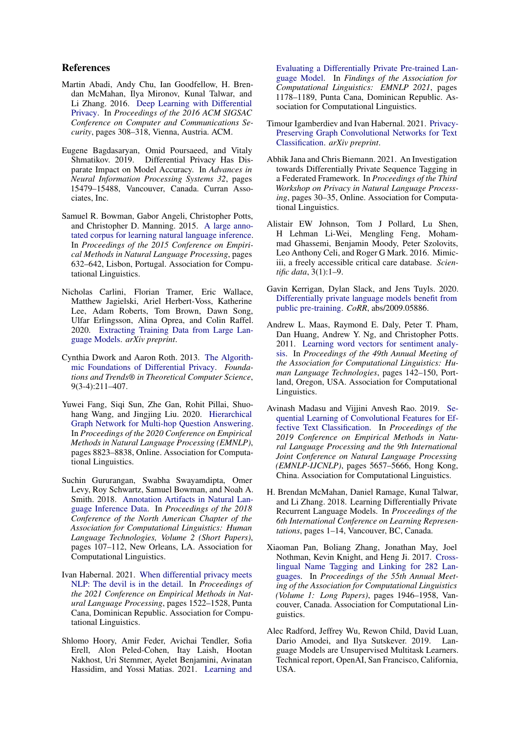## References

Martin Abadi, Andy Chu, Ian Goodfellow, H. Brendan McMahan, Ilya Mironov, Kunal Talwar, and Li Zhang. 2016. Deep Learning with Differential Privacy. In *Proceedings of the 2016 ACM SIGSAC Conference on Computer and Communications Security*, pages 308–318, Vienna, Austria. ACM.

Eugene Bagdasaryan, Omid Poursaeed, and Vitaly Shmatikov. 2019. Differential Privacy Has Disparate Impact on Model Accuracy. In *Advances in Neural Information Processing Systems 32*, pages 15479–15488, Vancouver, Canada. Curran Associates, Inc.

Samuel R. Bowman, Gabor Angeli, Christopher Potts, and Christopher D. Manning. 2015. A large annotated corpus for learning natural language inference. In *Proceedings of the 2015 Conference on Empirical Methods in Natural Language Processing*, pages 632–642, Lisbon, Portugal. Association for Computational Linguistics.

Nicholas Carlini, Florian Tramer, Eric Wallace, Matthew Jagielski, Ariel Herbert-Voss, Katherine Lee, Adam Roberts, Tom Brown, Dawn Song, Ulfar Erlingsson, Alina Oprea, and Colin Raffel. 2020. Extracting Training Data from Large Language Models. *arXiv preprint*.

Cynthia Dwork and Aaron Roth. 2013. The Algorithmic Foundations of Differential Privacy. *Foundations and Trends® in Theoretical Computer Science*, 9(3-4):211–407.

Yuwei Fang, Siqi Sun, Zhe Gan, Rohit Pillai, Shuohang Wang, and Jingjing Liu. 2020. Hierarchical Graph Network for Multi-hop Question Answering. In *Proceedings of the 2020 Conference on Empirical Methods in Natural Language Processing (EMNLP)*, pages 8823–8838, Online. Association for Computational Linguistics.

Suchin Gururangan, Swabha Swayamdipta, Omer Levy, Roy Schwartz, Samuel Bowman, and Noah A. Smith. 2018. Annotation Artifacts in Natural Language Inference Data. In *Proceedings of the 2018 Conference of the North American Chapter of the Association for Computational Linguistics: Human Language Technologies, Volume 2 (Short Papers)*, pages 107–112, New Orleans, LA. Association for Computational Linguistics.

Ivan Habernal. 2021. When differential privacy meets NLP: The devil is in the detail. In *Proceedings of the 2021 Conference on Empirical Methods in Natural Language Processing*, pages 1522–1528, Punta Cana, Dominican Republic. Association for Computational Linguistics.

Shlomo Hoory, Amir Feder, Avichai Tendler, Sofia Erell, Alon Peled-Cohen, Itay Laish, Hootan Nakhost, Uri Stemmer, Ayelet Benjamini, Avinatan Hassidim, and Yossi Matias. 2021. Learning and Evaluating a Differentially Private Pre-trained Language Model. In *Findings of the Association for Computational Linguistics: EMNLP 2021*, pages 1178–1189, Punta Cana, Dominican Republic. Association for Computational Linguistics.

Timour Igamberdiev and Ivan Habernal. 2021. Privacy-Preserving Graph Convolutional Networks for Text Classification. *arXiv preprint*.

Abhik Jana and Chris Biemann. 2021. An Investigation towards Differentially Private Sequence Tagging in a Federated Framework. In *Proceedings of the Third Workshop on Privacy in Natural Language Processing*, pages 30–35, Online. Association for Computational Linguistics.

Alistair EW Johnson, Tom J Pollard, Lu Shen, H Lehman Li-Wei, Mengling Feng, Mohammad Ghassemi, Benjamin Moody, Peter Szolovits, Leo Anthony Celi, and Roger G Mark. 2016. Mimic-iii, a freely accessible critical care database. *Scientific data*, 3(1):1–9.

Gavin Kerrigan, Dylan Slack, and Jens Tuyls. 2020. Differentially private language models benefit from public pre-training. *CoRR*, abs/2009.05886.

Andrew L. Maas, Raymond E. Daly, Peter T. Pham, Dan Huang, Andrew Y. Ng, and Christopher Potts. 2011. Learning word vectors for sentiment analysis. In *Proceedings of the 49th Annual Meeting of the Association for Computational Linguistics: Human Language Technologies*, pages 142–150, Portland, Oregon, USA. Association for Computational Linguistics.

Avinash Madasu and Vijjini Anvesh Rao. 2019. Sequential Learning of Convolutional Features for Effective Text Classification. In *Proceedings of the 2019 Conference on Empirical Methods in Natural Language Processing and the 9th International Joint Conference on Natural Language Processing (EMNLP-IJCNLP)*, pages 5657–5666, Hong Kong, China. Association for Computational Linguistics.

H. Brendan McMahan, Daniel Ramage, Kunal Talwar, and Li Zhang. 2018. Learning Differentially Private Recurrent Language Models. In *Proceedings of the 6th International Conference on Learning Representations*, pages 1–14, Vancouver, BC, Canada.

Xiaoman Pan, Boliang Zhang, Jonathan May, Joel Nothman, Kevin Knight, and Heng Ji. 2017. Cross-lingual Name Tagging and Linking for 282 Languages. In *Proceedings of the 55th Annual Meeting of the Association for Computational Linguistics (Volume 1: Long Papers)*, pages 1946–1958, Vancouver, Canada. Association for Computational Linguistics.

Alec Radford, Jeffrey Wu, Rewon Child, David Luan, Dario Amodei, and Ilya Sutskever. 2019. Language Models are Unsupervised Multitask Learners. Technical report, OpenAI, San Francisco, California, USA.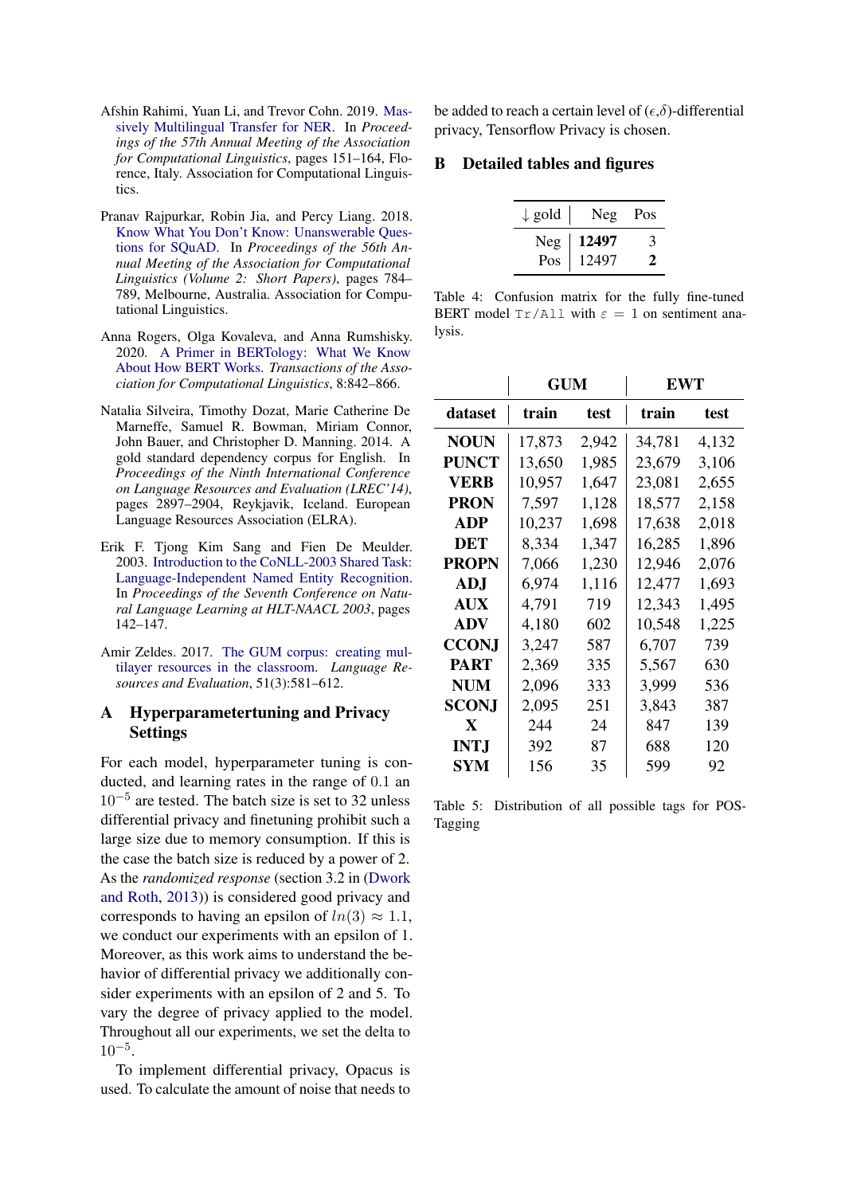Afshin Rahimi, Yuan Li, and Trevor Cohn. 2019. Massively Multilingual Transfer for NER. In *Proceedings of the 57th Annual Meeting of the Association for Computational Linguistics*, pages 151–164, Florence, Italy. Association for Computational Linguistics.

Pranav Rajpurkar, Robin Jia, and Percy Liang. 2018. Know What You Don't Know: Unanswerable Questions for SQuAD. In *Proceedings of the 56th Annual Meeting of the Association for Computational Linguistics (Volume 2: Short Papers)*, pages 784–789, Melbourne, Australia. Association for Computational Linguistics.

Anna Rogers, Olga Kovaleva, and Anna Rumshisky. 2020. A Primer in BERTology: What We Know About How BERT Works. *Transactions of the Association for Computational Linguistics*, 8:842–866.

Natalia Silveira, Timothy Dozat, Marie Catherine De Marneffe, Samuel R. Bowman, Miriam Connor, John Bauer, and Christopher D. Manning. 2014. A gold standard dependency corpus for English. In *Proceedings of the Ninth International Conference on Language Resources and Evaluation (LREC'14)*, pages 2897–2904, Reykjavik, Iceland. European Language Resources Association (ELRA).

Erik F. Tjong Kim Sang and Fien De Meulder. 2003. Introduction to the CoNLL-2003 Shared Task: Language-Independent Named Entity Recognition. In *Proceedings of the Seventh Conference on Natural Language Learning at HLT-NAACL 2003*, pages 142–147.

Amir Zeldes. 2017. The GUM corpus: creating multilayer resources in the classroom. *Language Resources and Evaluation*, 51(3):581–612.

## A Hyperparametertuning and Privacy Settings

For each model, hyperparameter tuning is conducted, and learning rates in the range of $0.1$ an $10^{-5}$ are tested. The batch size is set to 32 unless differential privacy and finetuning prohibit such a large size due to memory consumption. If this is the case the batch size is reduced by a power of 2. As the *randomized response* (section 3.2 in (Dwork and Roth, 2013)) is considered good privacy and corresponds to having an epsilon of $ln(3) \approx 1.1$, we conduct our experiments with an epsilon of 1. Moreover, as this work aims to understand the behavior of differential privacy we additionally consider experiments with an epsilon of 2 and 5. To vary the degree of privacy applied to the model. Throughout all our experiments, we set the delta to $10^{-5}$.

To implement differential privacy, Opacus is used. To calculate the amount of noise that needs to be added to reach a certain level of ($\epsilon$,$\delta$)-differential privacy, Tensorflow Privacy is chosen.

## B Detailed tables and figures

| ↓ gold | Neg | Pos |
|---|---|---|
| Neg | **12497** | 3 |
| Pos | 12497 | **2** |

Table 4: Confusion matrix for the fully fine-tuned BERT model `Tr/All` with $\varepsilon = 1$ on sentiment analysis.

| | **GUM** | | **EWT** | |
|---|---|---|---|---|
| **dataset** | **train** | **test** | **train** | **test** |
| **NOUN** | 17,873 | 2,942 | 34,781 | 4,132 |
| **PUNCT** | 13,650 | 1,985 | 23,679 | 3,106 |
| **VERB** | 10,957 | 1,647 | 23,081 | 2,655 |
| **PRON** | 7,597 | 1,128 | 18,577 | 2,158 |
| **ADP** | 10,237 | 1,698 | 17,638 | 2,018 |
| **DET** | 8,334 | 1,347 | 16,285 | 1,896 |
| **PROPN** | 7,066 | 1,230 | 12,946 | 2,076 |
| **ADJ** | 6,974 | 1,116 | 12,477 | 1,693 |
| **AUX** | 4,791 | 719 | 12,343 | 1,495 |
| **ADV** | 4,180 | 602 | 10,548 | 1,225 |
| **CCONJ** | 3,247 | 587 | 6,707 | 739 |
| **PART** | 2,369 | 335 | 5,567 | 630 |
| **NUM** | 2,096 | 333 | 3,999 | 536 |
| **SCONJ** | 2,095 | 251 | 3,843 | 387 |
| **X** | 244 | 24 | 847 | 139 |
| **INTJ** | 392 | 87 | 688 | 120 |
| **SYM** | 156 | 35 | 599 | 92 |

Table 5: Distribution of all possible tags for POS-Tagging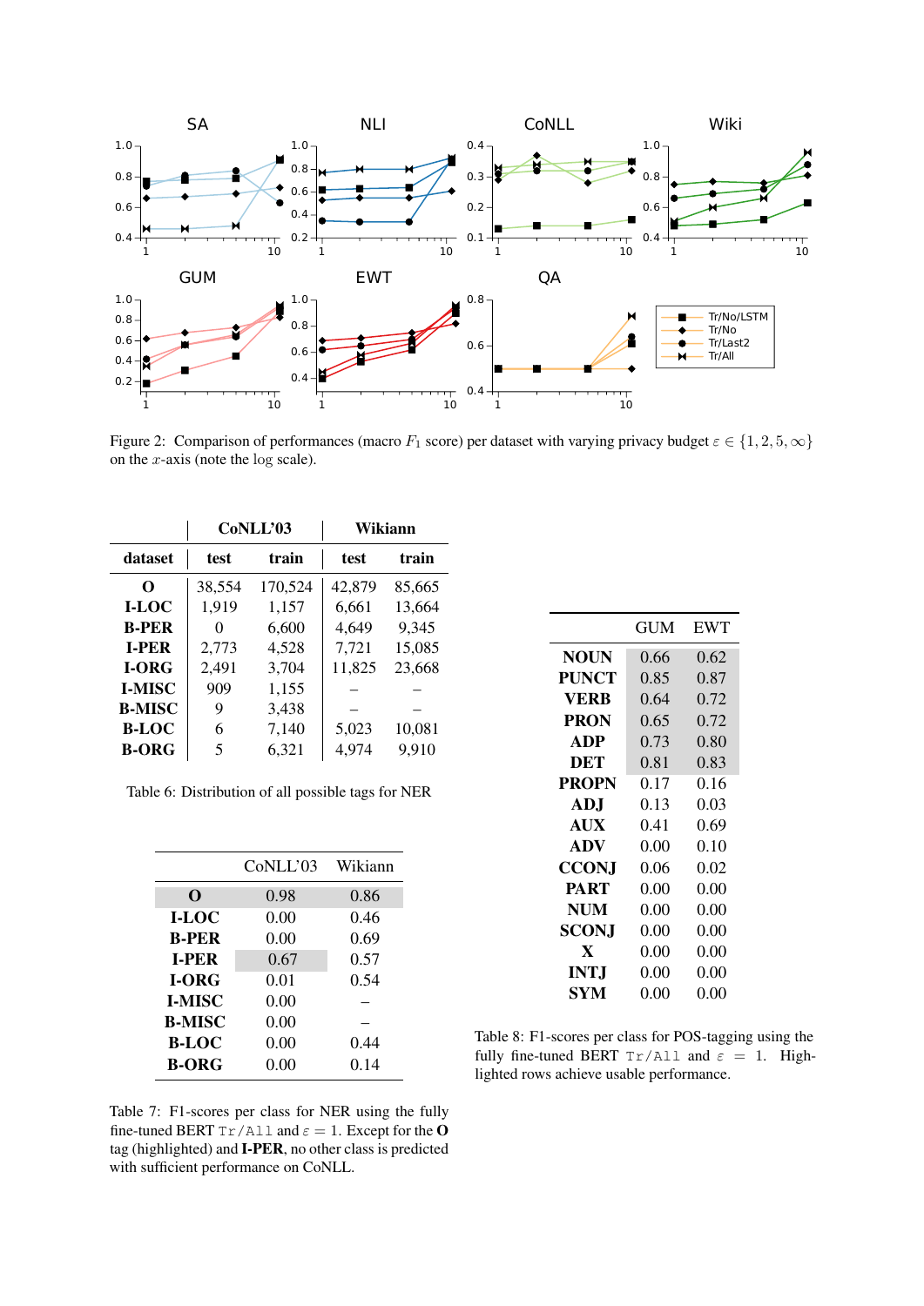Figure 2: Comparison of performances (macro $F_1$ score) per dataset with varying privacy budget $\varepsilon \in \{1, 2, 5, \infty\}$ on the $x$-axis (note the log scale).

| | CoNLL'03 | | Wikiann | |
|---|---|---|---|---|
| **dataset** | **test** | **train** | **test** | **train** |
| **O** | 38,554 | 170,524 | 42,879 | 85,665 |
| **I-LOC** | 1,919 | 1,157 | 6,661 | 13,664 |
| **B-PER** | 0 | 6,600 | 4,649 | 9,345 |
| **I-PER** | 2,773 | 4,528 | 7,721 | 15,085 |
| **I-ORG** | 2,491 | 3,704 | 11,825 | 23,668 |
| **I-MISC** | 909 | 1,155 | – | – |
| **B-MISC** | 9 | 3,438 | – | – |
| **B-LOC** | 6 | 7,140 | 5,023 | 10,081 |
| **B-ORG** | 5 | 6,321 | 4,974 | 9,910 |

Table 6: Distribution of all possible tags for NER

| | CoNLL'03 | Wikiann |
|---|---|---|
| **O** | 0.98 | 0.86 |
| **I-LOC** | 0.00 | 0.46 |
| **B-PER** | 0.00 | 0.69 |
| **I-PER** | 0.67 | 0.57 |
| **I-ORG** | 0.01 | 0.54 |
| **I-MISC** | 0.00 | – |
| **B-MISC** | 0.00 | – |
| **B-LOC** | 0.00 | 0.44 |
| **B-ORG** | 0.00 | 0.14 |

Table 7: F1-scores per class for NER using the fully fine-tuned BERT `Tr/All` and $\varepsilon = 1$. Except for the **O** tag (highlighted) and **I-PER**, no other class is predicted with sufficient performance on CoNLL.

| | GUM | EWT |
|---|---|---|
| **NOUN** | 0.66 | 0.62 |
| **PUNCT** | 0.85 | 0.87 |
| **VERB** | 0.64 | 0.72 |
| **PRON** | 0.65 | 0.72 |
| **ADP** | 0.73 | 0.80 |
| **DET** | 0.81 | 0.83 |
| **PROPN** | 0.17 | 0.16 |
| **ADJ** | 0.13 | 0.03 |
| **AUX** | 0.41 | 0.69 |
| **ADV** | 0.00 | 0.10 |
| **CCONJ** | 0.06 | 0.02 |
| **PART** | 0.00 | 0.00 |
| **NUM** | 0.00 | 0.00 |
| **SCONJ** | 0.00 | 0.00 |
| **X** | 0.00 | 0.00 |
| **INTJ** | 0.00 | 0.00 |
| **SYM** | 0.00 | 0.00 |

Table 8: F1-scores per class for POS-tagging using the fully fine-tuned BERT `Tr/All` and $\varepsilon = 1$. Highlighted rows achieve usable performance.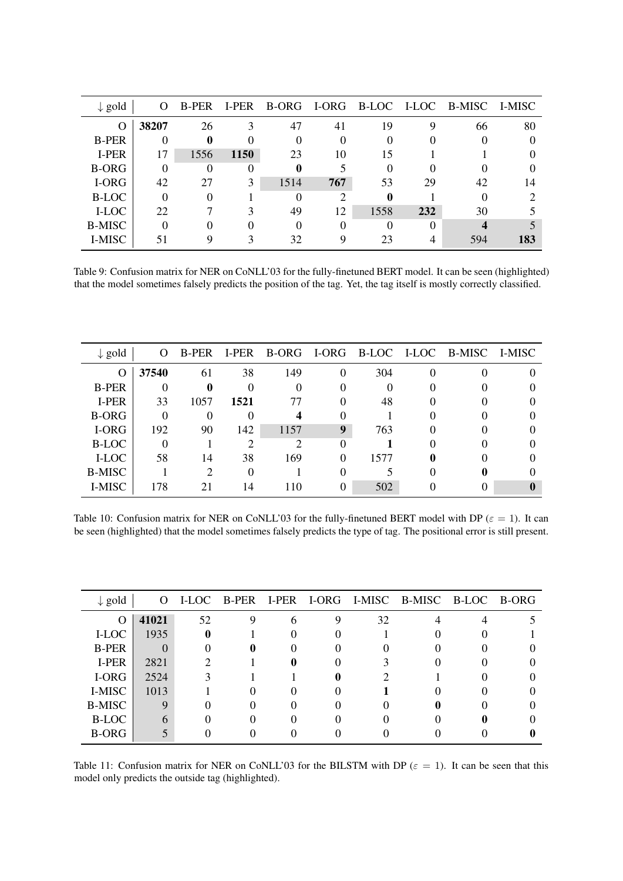| ↓ gold | O | B-PER | I-PER | B-ORG | I-ORG | B-LOC | I-LOC | B-MISC | I-MISC |
|---|---|---|---|---|---|---|---|---|---|
| O | **38207** | 26 | 3 | 47 | 41 | 19 | 9 | 66 | 80 |
| B-PER | 0 | **0** | 0 | 0 | 0 | 0 | 0 | 0 | 0 |
| I-PER | 17 | 1556 | **1150** | 23 | 10 | 15 | 1 | 1 | 0 |
| B-ORG | 0 | 0 | 0 | **0** | 5 | 0 | 0 | 0 | 0 |
| I-ORG | 42 | 27 | 3 | 1514 | **767** | 53 | 29 | 42 | 14 |
| B-LOC | 0 | 0 | 1 | 0 | 2 | **0** | 1 | 0 | 2 |
| I-LOC | 22 | 7 | 3 | 49 | 12 | 1558 | **232** | 30 | 5 |
| B-MISC | 0 | 0 | 0 | 0 | 0 | 0 | 0 | **4** | 5 |
| I-MISC | 51 | 9 | 3 | 32 | 9 | 23 | 4 | 594 | **183** |

Table 9: Confusion matrix for NER on CoNLL'03 for the fully-finetuned BERT model. It can be seen (highlighted) that the model sometimes falsely predicts the position of the tag. Yet, the tag itself is mostly correctly classified.

| ↓ gold | O | B-PER | I-PER | B-ORG | I-ORG | B-LOC | I-LOC | B-MISC | I-MISC |
|---|---|---|---|---|---|---|---|---|---|
| O | **37540** | 61 | 38 | 149 | 0 | 304 | 0 | 0 | 0 |
| B-PER | 0 | **0** | 0 | 0 | 0 | 0 | 0 | 0 | 0 |
| I-PER | 33 | 1057 | **1521** | 77 | 0 | 48 | 0 | 0 | 0 |
| B-ORG | 0 | 0 | 0 | **4** | 0 | 1 | 0 | 0 | 0 |
| I-ORG | 192 | 90 | 142 | 1157 | **9** | 763 | 0 | 0 | 0 |
| B-LOC | 0 | 1 | 2 | 2 | 0 | **1** | 0 | 0 | 0 |
| I-LOC | 58 | 14 | 38 | 169 | 0 | 1577 | **0** | 0 | 0 |
| B-MISC | 1 | 2 | 0 | 1 | 0 | 5 | 0 | **0** | 0 |
| I-MISC | 178 | 21 | 14 | 110 | 0 | 502 | 0 | 0 | **0** |

Table 10: Confusion matrix for NER on CoNLL'03 for the fully-finetuned BERT model with DP ($\varepsilon = 1$). It can be seen (highlighted) that the model sometimes falsely predicts the type of tag. The positional error is still present.

| ↓ gold | O | I-LOC | B-PER | I-PER | I-ORG | I-MISC | B-MISC | B-LOC | B-ORG |
|---|---|---|---|---|---|---|---|---|---|
| O | **41021** | 52 | 9 | 6 | 9 | 32 | 4 | 4 | 5 |
| I-LOC | 1935 | **0** | 1 | 0 | 0 | 1 | 0 | 0 | 1 |
| B-PER | 0 | 0 | **0** | 0 | 0 | 0 | 0 | 0 | 0 |
| I-PER | 2821 | 2 | 1 | **0** | 0 | 3 | 0 | 0 | 0 |
| I-ORG | 2524 | 3 | 1 | 1 | **0** | 2 | 1 | 0 | 0 |
| I-MISC | 1013 | 1 | 0 | 0 | 0 | **1** | 0 | 0 | 0 |
| B-MISC | 9 | 0 | 0 | 0 | 0 | 0 | **0** | 0 | 0 |
| B-LOC | 6 | 0 | 0 | 0 | 0 | 0 | 0 | **0** | 0 |
| B-ORG | 5 | 0 | 0 | 0 | 0 | 0 | 0 | 0 | **0** |

Table 11: Confusion matrix for NER on CoNLL'03 for the BILSTM with DP ($\varepsilon = 1$). It can be seen that this model only predicts the outside tag (highlighted).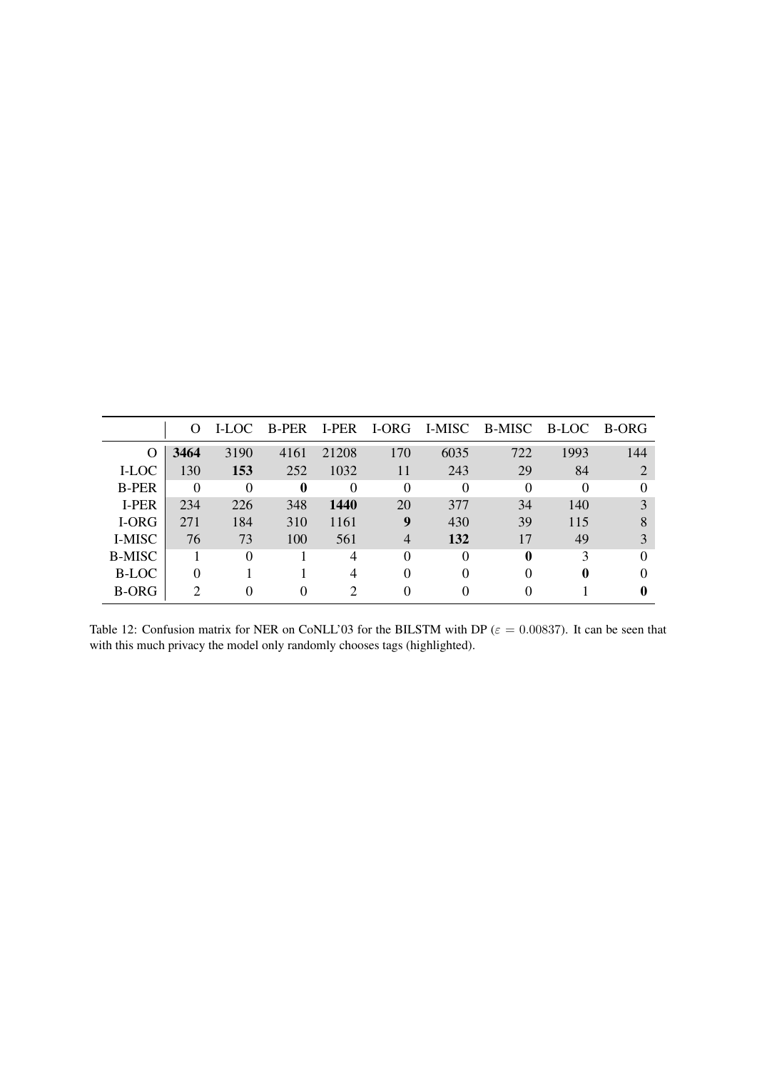| | O | I-LOC | B-PER | I-PER | I-ORG | I-MISC | B-MISC | B-LOC | B-ORG |
|---|---|---|---|---|---|---|---|---|---|
| O | **3464** | 3190 | 4161 | 21208 | 170 | 6035 | 722 | 1993 | 144 |
| I-LOC | 130 | **153** | 252 | 1032 | 11 | 243 | 29 | 84 | 2 |
| B-PER | 0 | 0 | **0** | 0 | 0 | 0 | 0 | 0 | 0 |
| I-PER | 234 | 226 | 348 | **1440** | 20 | 377 | 34 | 140 | 3 |
| I-ORG | 271 | 184 | 310 | 1161 | **9** | 430 | 39 | 115 | 8 |
| I-MISC | 76 | 73 | 100 | 561 | 4 | **132** | 17 | 49 | 3 |
| B-MISC | 1 | 0 | 1 | 4 | 0 | 0 | **0** | 3 | 0 |
| B-LOC | 0 | 1 | 1 | 4 | 0 | 0 | 0 | **0** | 0 |
| B-ORG | 2 | 0 | 0 | 2 | 0 | 0 | 0 | 1 | **0** |

Table 12: Confusion matrix for NER on CoNLL'03 for the BILSTM with DP ($\varepsilon = 0.00837$). It can be seen that with this much privacy the model only randomly chooses tags (highlighted).